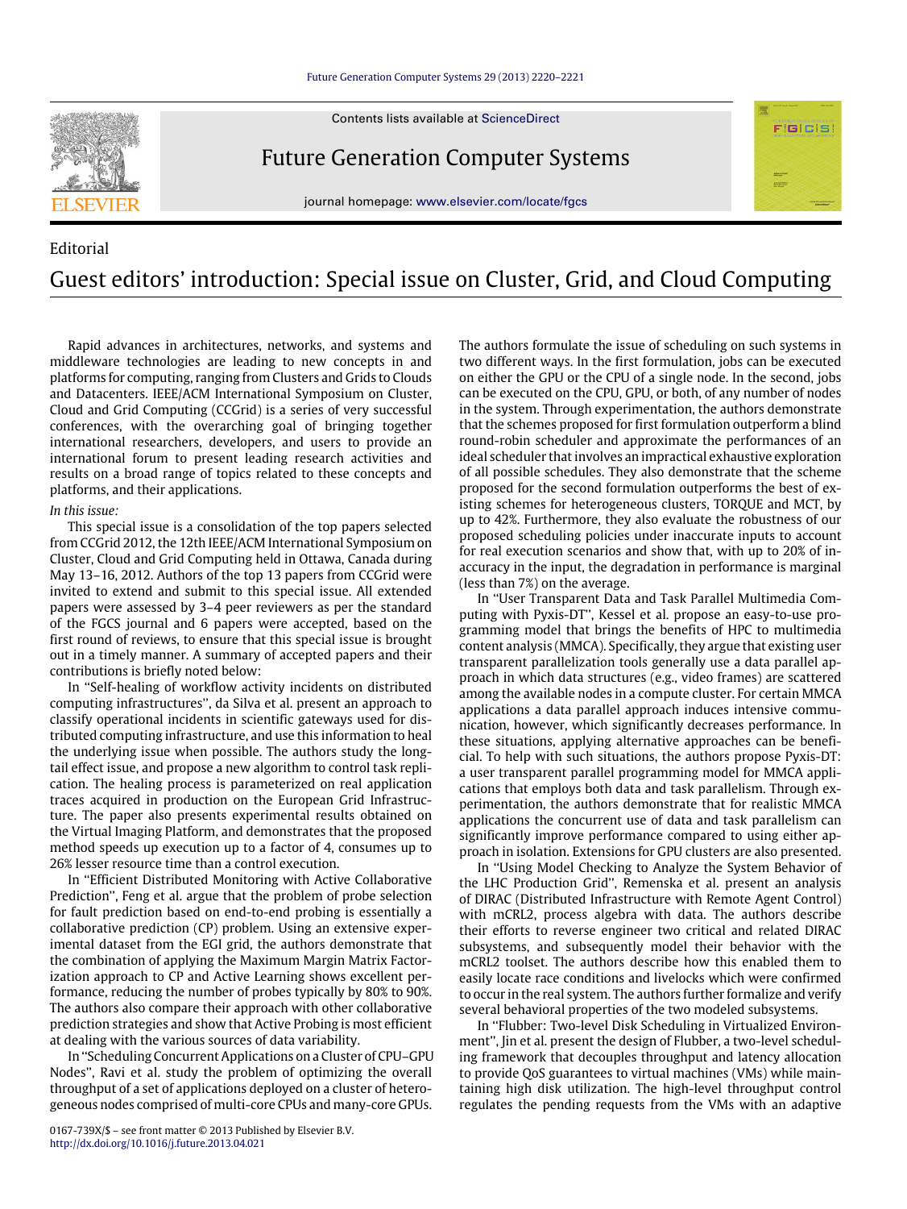Editorial

# Guest editors' introduction: Special issue on Cluster, Grid, and Cloud Computing

Rapid advances in architectures, networks, and systems and middleware technologies are leading to new concepts in and platforms for computing, ranging from Clusters and Grids to Clouds and Datacenters. IEEE/ACM International Symposium on Cluster, Cloud and Grid Computing (CCGrid) is a series of very successful conferences, with the overarching goal of bringing together international researchers, developers, and users to provide an international forum to present leading research activities and results on a broad range of topics related to these concepts and platforms, and their applications.

*In this issue:*

This special issue is a consolidation of the top papers selected from CCGrid 2012, the 12th IEEE/ACM International Symposium on Cluster, Cloud and Grid Computing held in Ottawa, Canada during May 13–16, 2012. Authors of the top 13 papers from CCGrid were invited to extend and submit to this special issue. All extended papers were assessed by 3–4 peer reviewers as per the standard of the FGCS journal and 6 papers were accepted, based on the first round of reviews, to ensure that this special issue is brought out in a timely manner. A summary of accepted papers and their contributions is briefly noted below:

In ''Self-healing of workflow activity incidents on distributed computing infrastructures'', da Silva et al. present an approach to classify operational incidents in scientific gateways used for distributed computing infrastructure, and use this information to heal the underlying issue when possible. The authors study the long-tail effect issue, and propose a new algorithm to control task replication. The healing process is parameterized on real application traces acquired in production on the European Grid Infrastructure. The paper also presents experimental results obtained on the Virtual Imaging Platform, and demonstrates that the proposed method speeds up execution up to a factor of 4, consumes up to 26% lesser resource time than a control execution.

In ''Efficient Distributed Monitoring with Active Collaborative Prediction'', Feng et al. argue that the problem of probe selection for fault prediction based on end-to-end probing is essentially a collaborative prediction (CP) problem. Using an extensive experimental dataset from the EGI grid, the authors demonstrate that the combination of applying the Maximum Margin Matrix Factorization approach to CP and Active Learning shows excellent performance, reducing the number of probes typically by 80% to 90%. The authors also compare their approach with other collaborative prediction strategies and show that Active Probing is most efficient at dealing with the various sources of data variability.

In ''Scheduling Concurrent Applications on a Cluster of CPU–GPU Nodes'', Ravi et al. study the problem of optimizing the overall throughput of a set of applications deployed on a cluster of heterogeneous nodes comprised of multi-core CPUs and many-core GPUs. The authors formulate the issue of scheduling on such systems in two different ways. In the first formulation, jobs can be executed on either the GPU or the CPU of a single node. In the second, jobs can be executed on the CPU, GPU, or both, of any number of nodes in the system. Through experimentation, the authors demonstrate that the schemes proposed for first formulation outperform a blind round-robin scheduler and approximate the performances of an ideal scheduler that involves an impractical exhaustive exploration of all possible schedules. They also demonstrate that the scheme proposed for the second formulation outperforms the best of existing schemes for heterogeneous clusters, TORQUE and MCT, by up to 42%. Furthermore, they also evaluate the robustness of our proposed scheduling policies under inaccurate inputs to account for real execution scenarios and show that, with up to 20% of inaccuracy in the input, the degradation in performance is marginal (less than 7%) on the average.

In ''User Transparent Data and Task Parallel Multimedia Computing with Pyxis-DT'', Kessel et al. propose an easy-to-use programming model that brings the benefits of HPC to multimedia content analysis (MMCA). Specifically, they argue that existing user transparent parallelization tools generally use a data parallel approach in which data structures (e.g., video frames) are scattered among the available nodes in a compute cluster. For certain MMCA applications a data parallel approach induces intensive communication, however, which significantly decreases performance. In these situations, applying alternative approaches can be beneficial. To help with such situations, the authors propose Pyxis-DT: a user transparent parallel programming model for MMCA applications that employs both data and task parallelism. Through experimentation, the authors demonstrate that for realistic MMCA applications the concurrent use of data and task parallelism can significantly improve performance compared to using either approach in isolation. Extensions for GPU clusters are also presented.

In ''Using Model Checking to Analyze the System Behavior of the LHC Production Grid'', Remenska et al. present an analysis of DIRAC (Distributed Infrastructure with Remote Agent Control) with mCRL2, process algebra with data. The authors describe their efforts to reverse engineer two critical and related DIRAC subsystems, and subsequently model their behavior with the mCRL2 toolset. The authors describe how this enabled them to easily locate race conditions and livelocks which were confirmed to occur in the real system. The authors further formalize and verify several behavioral properties of the two modeled subsystems.

In ''Flubber: Two-level Disk Scheduling in Virtualized Environment'', Jin et al. present the design of Flubber, a two-level scheduling framework that decouples throughput and latency allocation to provide QoS guarantees to virtual machines (VMs) while maintaining high disk utilization. The high-level throughput control regulates the pending requests from the VMs with an adaptive

0167-739X/$ – see front matter © 2013 Published by Elsevier B.V.
http://dx.doi.org/10.1016/j.future.2013.04.021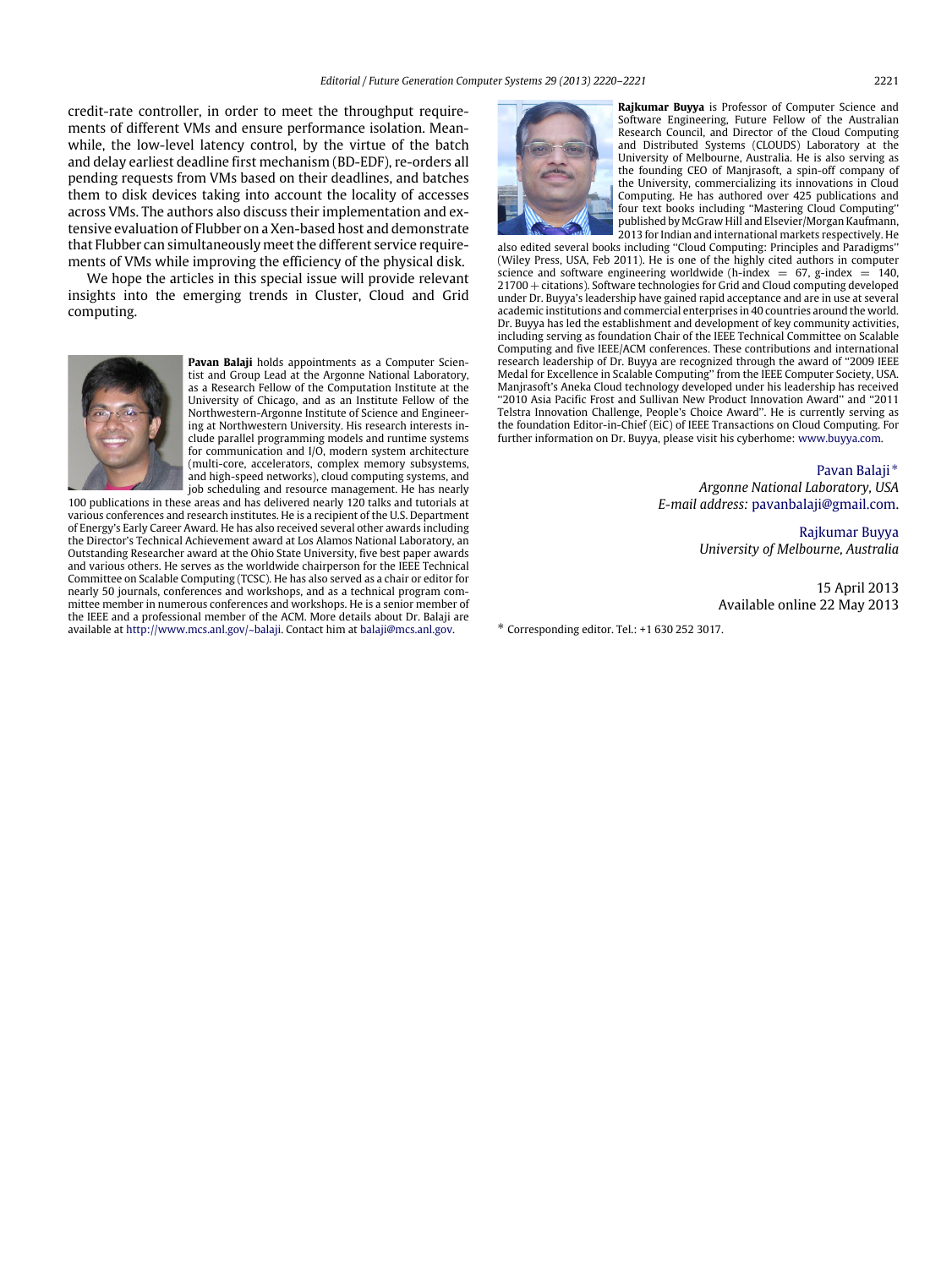credit-rate controller, in order to meet the throughput requirements of different VMs and ensure performance isolation. Meanwhile, the low-level latency control, by the virtue of the batch and delay earliest deadline first mechanism (BD-EDF), re-orders all pending requests from VMs based on their deadlines, and batches them to disk devices taking into account the locality of accesses across VMs. The authors also discuss their implementation and extensive evaluation of Flubber on a Xen-based host and demonstrate that Flubber can simultaneously meet the different service requirements of VMs while improving the efficiency of the physical disk.

We hope the articles in this special issue will provide relevant insights into the emerging trends in Cluster, Cloud and Grid computing.

**Pavan Balaji** holds appointments as a Computer Scientist and Group Lead at the Argonne National Laboratory, as a Research Fellow of the Computation Institute at the University of Chicago, and as an Institute Fellow of the Northwestern-Argonne Institute of Science and Engineering at Northwestern University. His research interests include parallel programming models and runtime systems for communication and I/O, modern system architecture (multi-core, accelerators, complex memory subsystems, and high-speed networks), cloud computing systems, and job scheduling and resource management. He has nearly 100 publications in these areas and has delivered nearly 120 talks and tutorials at various conferences and research institutes. He is a recipient of the U.S. Department of Energy's Early Career Award. He has also received several other awards including the Director's Technical Achievement award at Los Alamos National Laboratory, an Outstanding Researcher award at the Ohio State University, five best paper awards and various others. He serves as the worldwide chairperson for the IEEE Technical Committee on Scalable Computing (TCSC). He has also served as a chair or editor for nearly 50 journals, conferences and workshops, and as a technical program committee member in numerous conferences and workshops. He is a senior member of the IEEE and a professional member of the ACM. More details about Dr. Balaji are available at http://www.mcs.anl.gov/~balaji. Contact him at balaji@mcs.anl.gov.

**Rajkumar Buyya** is Professor of Computer Science and Software Engineering, Future Fellow of the Australian Research Council, and Director of the Cloud Computing and Distributed Systems (CLOUDS) Laboratory at the University of Melbourne, Australia. He is also serving as the founding CEO of Manjrasoft, a spin-off company of the University, commercializing its innovations in Cloud Computing. He has authored over 425 publications and four text books including "Mastering Cloud Computing" published by McGraw Hill and Elsevier/Morgan Kaufmann, 2013 for Indian and international markets respectively. He also edited several books including "Cloud Computing: Principles and Paradigms" (Wiley Press, USA, Feb 2011). He is one of the highly cited authors in computer science and software engineering worldwide (h-index = 67, g-index = 140, 21700 + citations). Software technologies for Grid and Cloud computing developed under Dr. Buyya's leadership have gained rapid acceptance and are in use at several academic institutions and commercial enterprises in 40 countries around the world. Dr. Buyya has led the establishment and development of key community activities, including serving as foundation Chair of the IEEE Technical Committee on Scalable Computing and five IEEE/ACM conferences. These contributions and international research leadership of Dr. Buyya are recognized through the award of "2009 IEEE Medal for Excellence in Scalable Computing" from the IEEE Computer Society, USA. Manjrasoft's Aneka Cloud technology developed under his leadership has received "2010 Asia Pacific Frost and Sullivan New Product Innovation Award" and "2011 Telstra Innovation Challenge, People's Choice Award". He is currently serving as the foundation Editor-in-Chief (EiC) of IEEE Transactions on Cloud Computing. For further information on Dr. Buyya, please visit his cyberhome: www.buyya.com.

Pavan Balaji *
*Argonne National Laboratory, USA*
*E-mail address:* pavanbalaji@gmail.com.

Rajkumar Buyya
*University of Melbourne, Australia*

15 April 2013
Available online 22 May 2013

* Corresponding editor. Tel.: +1 630 252 3017.